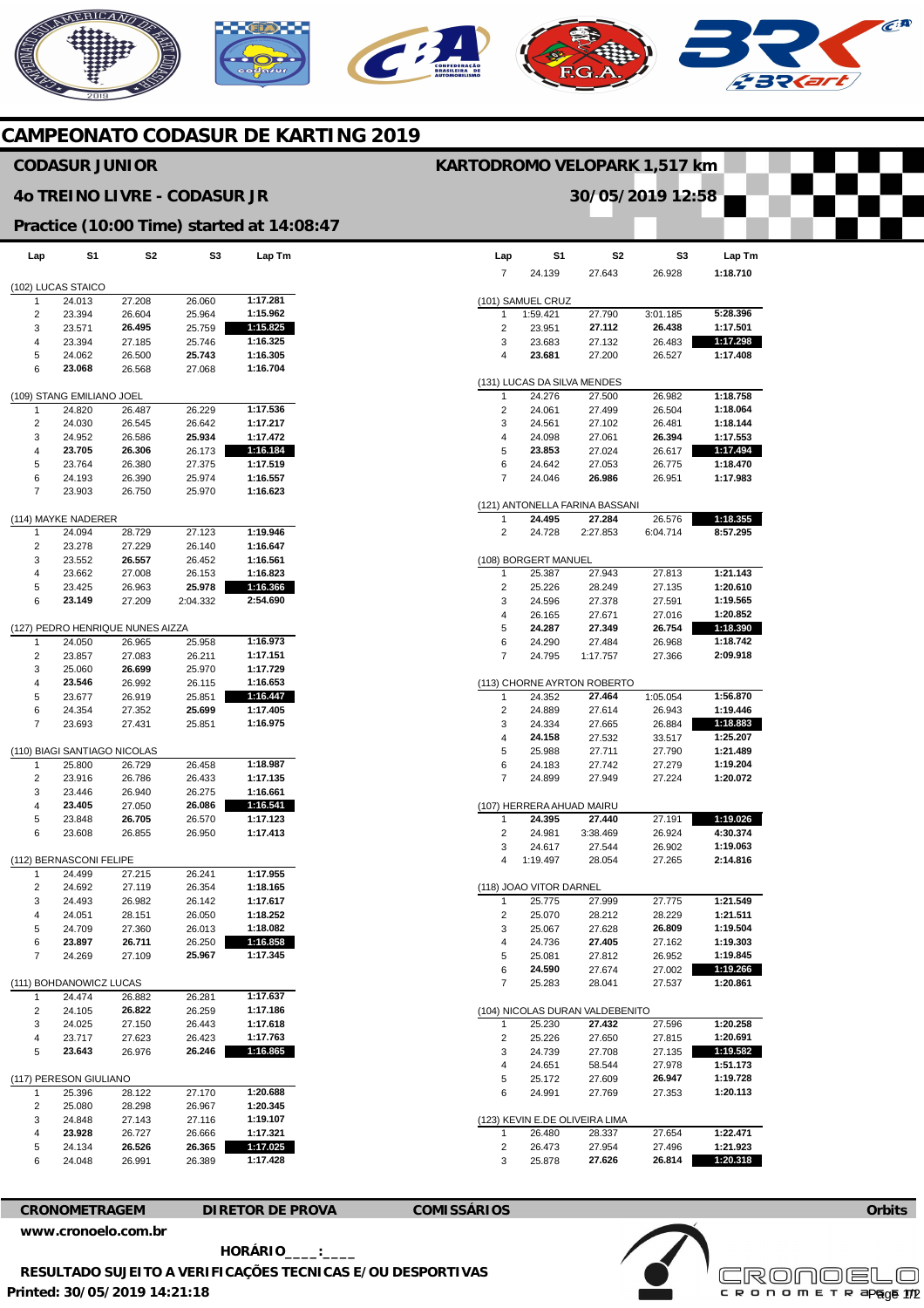# CAMPEONATO CODASUR DE KARTING 2019

## CODASUR JUNIOR

**KARTODROMO VELOPARK 1,517 km**

## 4o TREINO LIVRE - CODASUR JR

**30/05/2019 12:58**

### Practice (10:00 Time) started at 14:08:47

| Lap | S1 | S2 | S3 | Lap Tm |
|---|---|---|---|---|
| **(102) LUCAS STAICO** | | | | |
| 1 | 24.013 | 27.208 | 26.060 | **1:17.281** |
| 2 | 23.394 | 26.604 | 25.964 | **1:15.962** |
| 3 | 23.571 | **26.495** | 25.759 | **1:15.825** |
| 4 | 23.394 | 27.185 | 25.746 | **1:16.325** |
| 5 | 24.062 | 26.500 | **25.743** | **1:16.305** |
| 6 | **23.068** | 26.568 | 27.068 | **1:16.704** |
| **(109) STANG EMILIANO JOEL** | | | | |
| 1 | 24.820 | 26.487 | 26.229 | **1:17.536** |
| 2 | 24.030 | 26.545 | 26.642 | **1:17.217** |
| 3 | 24.952 | 26.586 | **25.934** | **1:17.472** |
| 4 | **23.705** | **26.306** | 26.173 | **1:16.184** |
| 5 | 23.764 | 26.380 | 27.375 | **1:17.519** |
| 6 | 24.193 | 26.390 | 25.974 | **1:16.557** |
| 7 | 23.903 | 26.750 | 25.970 | **1:16.623** |
| **(114) MAYKE NADERER** | | | | |
| 1 | 24.094 | 28.729 | 27.123 | **1:19.946** |
| 2 | 23.278 | 27.229 | 26.140 | **1:16.647** |
| 3 | 23.552 | **26.557** | 26.452 | **1:16.561** |
| 4 | 23.662 | 27.008 | 26.153 | **1:16.823** |
| 5 | 23.425 | 26.963 | **25.978** | **1:16.366** |
| 6 | **23.149** | 27.209 | 2:04.332 | **2:54.690** |
| **(127) PEDRO HENRIQUE NUNES AIZZA** | | | | |
| 1 | 24.050 | 26.965 | 25.958 | **1:16.973** |
| 2 | 23.857 | 27.083 | 26.211 | **1:17.151** |
| 3 | 25.060 | **26.699** | 25.970 | **1:17.729** |
| 4 | **23.546** | 26.992 | 26.115 | **1:16.653** |
| 5 | 23.677 | 26.919 | 25.851 | **1:16.447** |
| 6 | 24.354 | 27.352 | **25.699** | **1:17.405** |
| 7 | 23.693 | 27.431 | 25.851 | **1:16.975** |
| **(110) BIAGI SANTIAGO NICOLAS** | | | | |
| 1 | 25.800 | 26.729 | 26.458 | **1:18.987** |
| 2 | 23.916 | 26.786 | 26.433 | **1:17.135** |
| 3 | 23.446 | 26.940 | 26.275 | **1:16.661** |
| 4 | **23.405** | 27.050 | **26.086** | **1:16.541** |
| 5 | 23.848 | **26.705** | 26.570 | **1:17.123** |
| 6 | 23.608 | 26.855 | 26.950 | **1:17.413** |
| **(112) BERNASCONI FELIPE** | | | | |
| 1 | 24.499 | 27.215 | 26.241 | **1:17.955** |
| 2 | 24.692 | 27.119 | 26.354 | **1:18.165** |
| 3 | 24.493 | 26.982 | 26.142 | **1:17.617** |
| 4 | 24.051 | 28.151 | 26.050 | **1:18.252** |
| 5 | 24.709 | 27.360 | 26.013 | **1:18.082** |
| 6 | **23.897** | **26.711** | 26.250 | **1:16.858** |
| 7 | 24.269 | 27.109 | **25.967** | **1:17.345** |
| **(111) BOHDANOWICZ LUCAS** | | | | |
| 1 | 24.474 | 26.882 | 26.281 | **1:17.637** |
| 2 | 24.105 | **26.822** | 26.259 | **1:17.186** |
| 3 | 24.025 | 27.150 | 26.443 | **1:17.618** |
| 4 | 23.717 | 27.623 | 26.423 | **1:17.763** |
| 5 | **23.643** | 26.976 | **26.246** | **1:16.865** |
| **(117) PERESON GIULIANO** | | | | |
| 1 | 25.396 | 28.122 | 27.170 | **1:20.688** |
| 2 | 25.080 | 28.298 | 26.967 | **1:20.345** |
| 3 | 24.848 | 27.143 | 27.116 | **1:19.107** |
| 4 | **23.928** | 26.727 | 26.666 | **1:17.321** |
| 5 | 24.134 | **26.526** | **26.365** | **1:17.025** |
| 6 | 24.048 | 26.991 | 26.389 | **1:17.428** |
| 7 | 24.139 | 27.643 | 26.928 | **1:18.710** |
| **(101) SAMUEL CRUZ** | | | | |
| 1 | 1:59.421 | 27.790 | 3:01.185 | **5:28.396** |
| 2 | 23.951 | **27.112** | **26.438** | **1:17.501** |
| 3 | 23.683 | 27.132 | 26.483 | **1:17.298** |
| 4 | **23.681** | 27.200 | 26.527 | **1:17.408** |
| **(131) LUCAS DA SILVA MENDES** | | | | |
| 1 | 24.276 | 27.500 | 26.982 | **1:18.758** |
| 2 | 24.061 | 27.499 | 26.504 | **1:18.064** |
| 3 | 24.561 | 27.102 | 26.481 | **1:18.144** |
| 4 | 24.098 | 27.061 | **26.394** | **1:17.553** |
| 5 | **23.853** | 27.024 | 26.617 | **1:17.494** |
| 6 | 24.642 | 27.053 | 26.775 | **1:18.470** |
| 7 | 24.046 | **26.986** | 26.951 | **1:17.983** |
| **(121) ANTONELLA FARINA BASSANI** | | | | |
| 1 | **24.495** | **27.284** | 26.576 | **1:18.355** |
| 2 | 24.728 | 2:27.853 | 6:04.714 | **8:57.295** |
| **(108) BORGERT MANUEL** | | | | |
| 1 | 25.387 | 27.943 | 27.813 | **1:21.143** |
| 2 | 25.226 | 28.249 | 27.135 | **1:20.610** |
| 3 | 24.596 | 27.378 | 27.591 | **1:19.565** |
| 4 | 26.165 | 27.671 | 27.016 | **1:20.852** |
| 5 | **24.287** | **27.349** | **26.754** | **1:18.390** |
| 6 | 24.290 | 27.484 | 26.968 | **1:18.742** |
| 7 | 24.795 | 1:17.757 | 27.366 | **2:09.918** |
| **(113) CHORNE AYRTON ROBERTO** | | | | |
| 1 | 24.352 | **27.464** | 1:05.054 | **1:56.870** |
| 2 | 24.889 | 27.614 | 26.943 | **1:19.446** |
| 3 | 24.334 | 27.665 | 26.884 | **1:18.883** |
| 4 | **24.158** | 27.532 | 33.517 | **1:25.207** |
| 5 | 25.988 | 27.711 | 27.790 | **1:21.489** |
| 6 | 24.183 | 27.742 | 27.279 | **1:19.204** |
| 7 | 24.899 | 27.949 | 27.224 | **1:20.072** |
| **(107) HERRERA AHUAD MAIRU** | | | | |
| 1 | **24.395** | **27.440** | 27.191 | **1:19.026** |
| 2 | 24.981 | 3:38.469 | 26.924 | **4:30.374** |
| 3 | 24.617 | 27.544 | 26.902 | **1:19.063** |
| 4 | 1:19.497 | 28.054 | 27.265 | **2:14.816** |
| **(118) JOAO VITOR DARNEL** | | | | |
| 1 | 25.775 | 27.999 | 27.775 | **1:21.549** |
| 2 | 25.070 | 28.212 | 28.229 | **1:21.511** |
| 3 | 25.067 | 27.628 | **26.809** | **1:19.504** |
| 4 | 24.736 | **27.405** | 27.162 | **1:19.303** |
| 5 | 25.081 | 27.812 | 26.952 | **1:19.845** |
| 6 | **24.590** | 27.674 | 27.002 | **1:19.266** |
| 7 | 25.283 | 28.041 | 27.537 | **1:20.861** |
| **(104) NICOLAS DURAN VALDEBENITO** | | | | |
| 1 | 25.230 | **27.432** | 27.596 | **1:20.258** |
| 2 | 25.226 | 27.650 | 27.815 | **1:20.691** |
| 3 | 24.739 | 27.708 | 27.135 | **1:19.582** |
| 4 | 24.651 | 58.544 | 27.978 | **1:51.173** |
| 5 | 25.172 | 27.609 | **26.947** | **1:19.728** |
| 6 | 24.991 | 27.769 | 27.353 | **1:20.113** |
| **(123) KEVIN E.DE OLIVEIRA LIMA** | | | | |
| 1 | 26.480 | 28.337 | 27.654 | **1:22.471** |
| 2 | 26.473 | 27.954 | 27.496 | **1:21.923** |
| 3 | 25.878 | **27.626** | **26.814** | **1:20.318** |

**CRONOMETRAGEM** | **DIRETOR DE PROVA** | **COMISSÁRIOS** | **Orbits**

**www.cronoelo.com.br**

**HORÁRIO____:____**

**RESULTADO SUJEITO A VERIFICAÇÕES TECNICAS E/OU DESPORTIVAS**

**Printed: 30/05/2019 14:21:18**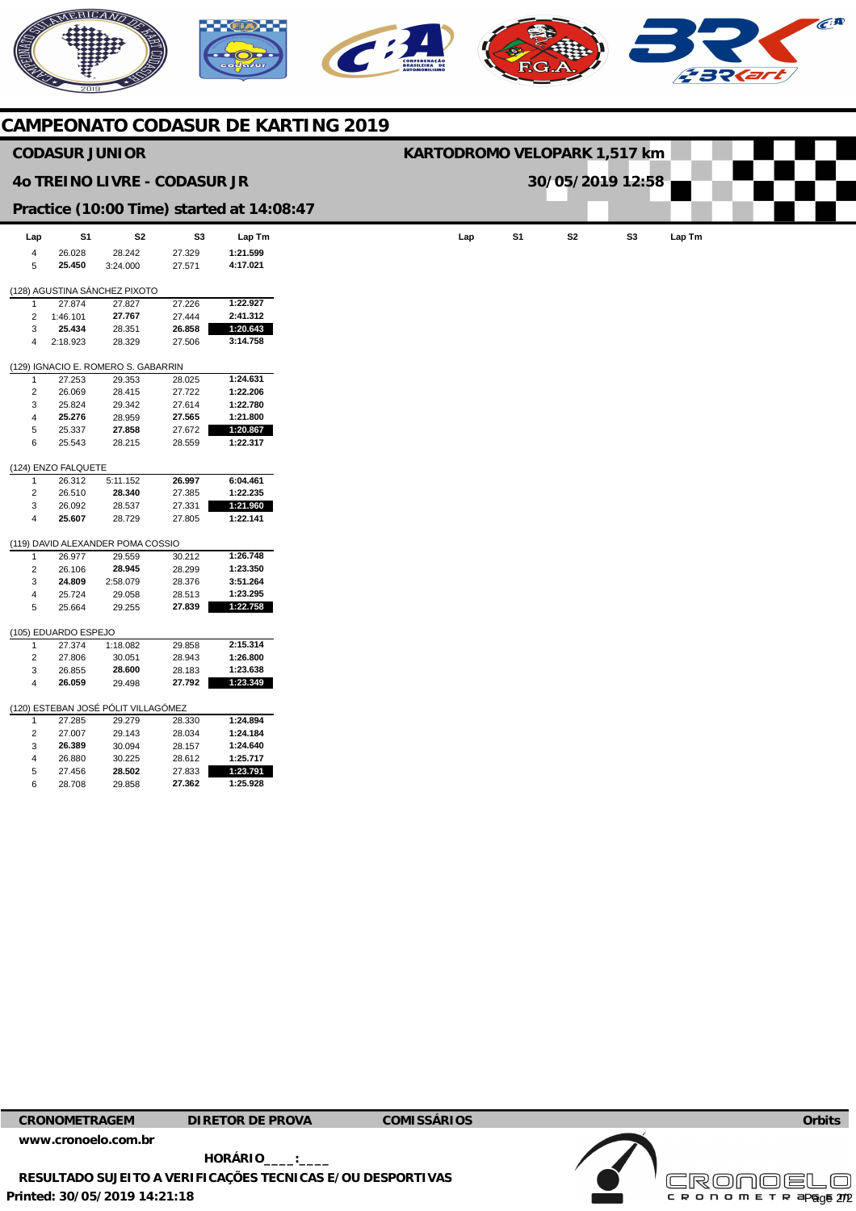# CAMPEONATO CODASUR DE KARTING 2019

## CODASUR JUNIOR

**KARTODROMO VELOPARK 1,517 km**

## 4o TREINO LIVRE - CODASUR JR

**30/05/2019 12:58**

### Practice (10:00 Time) started at 14:08:47

| Lap | S1 | S2 | S3 | Lap Tm |
|---|---|---|---|---|
| 4 | 26.028 | 28.242 | 27.329 | **1:21.599** |
| 5 | **25.450** | 3:24.000 | 27.571 | **4:17.021** |

(128) AGUSTINA SÁNCHEZ PIXOTO

| Lap | S1 | S2 | S3 | Lap Tm |
|---|---|---|---|---|
| 1 | 27.874 | 27.827 | 27.226 | **1:22.927** |
| 2 | 1:46.101 | **27.767** | 27.444 | **2:41.312** |
| 3 | **25.434** | 28.351 | **26.858** | **1:20.643** |
| 4 | 2:18.923 | 28.329 | 27.506 | **3:14.758** |

(129) IGNACIO E. ROMERO S. GABARRIN

| Lap | S1 | S2 | S3 | Lap Tm |
|---|---|---|---|---|
| 1 | 27.253 | 29.353 | 28.025 | **1:24.631** |
| 2 | 26.069 | 28.415 | 27.722 | **1:22.206** |
| 3 | 25.824 | 29.342 | 27.614 | **1:22.780** |
| 4 | **25.276** | 28.959 | **27.565** | **1:21.800** |
| 5 | 25.337 | **27.858** | 27.672 | **1:20.867** |
| 6 | 25.543 | 28.215 | 28.559 | **1:22.317** |

(124) ENZO FALQUETE

| Lap | S1 | S2 | S3 | Lap Tm |
|---|---|---|---|---|
| 1 | 26.312 | 5:11.152 | **26.997** | **6:04.461** |
| 2 | 26.510 | **28.340** | 27.385 | **1:22.235** |
| 3 | 26.092 | 28.537 | 27.331 | **1:21.960** |
| 4 | **25.607** | 28.729 | 27.805 | **1:22.141** |

(119) DAVID ALEXANDER POMA COSSIO

| Lap | S1 | S2 | S3 | Lap Tm |
|---|---|---|---|---|
| 1 | 26.977 | 29.559 | 30.212 | **1:26.748** |
| 2 | 26.106 | **28.945** | 28.299 | **1:23.350** |
| 3 | **24.809** | 2:58.079 | 28.376 | **3:51.264** |
| 4 | 25.724 | 29.058 | 28.513 | **1:23.295** |
| 5 | 25.664 | 29.255 | **27.839** | **1:22.758** |

(105) EDUARDO ESPEJO

| Lap | S1 | S2 | S3 | Lap Tm |
|---|---|---|---|---|
| 1 | 27.374 | 1:18.082 | 29.858 | **2:15.314** |
| 2 | 27.806 | 30.051 | 28.943 | **1:26.800** |
| 3 | 26.855 | **28.600** | 28.183 | **1:23.638** |
| 4 | **26.059** | 29.498 | **27.792** | **1:23.349** |

(120) ESTEBAN JOSÉ PÓLIT VILLAGÓMEZ

| Lap | S1 | S2 | S3 | Lap Tm |
|---|---|---|---|---|
| 1 | 27.285 | 29.279 | 28.330 | **1:24.894** |
| 2 | 27.007 | 29.143 | 28.034 | **1:24.184** |
| 3 | **26.389** | 30.094 | 28.157 | **1:24.640** |
| 4 | 26.880 | 30.225 | 28.612 | **1:25.717** |
| 5 | 27.456 | **28.502** | 27.833 | **1:23.791** |
| 6 | 28.708 | 29.858 | **27.362** | **1:25.928** |

**CRONOMETRAGEM** **DIRETOR DE PROVA** **COMISSÁRIOS** **Orbits**

**www.cronoelo.com.br**

**HORÁRIO\_\_\_\_:\_\_\_\_**

**RESULTADO SUJEITO A VERIFICAÇÕES TECNICAS E/OU DESPORTIVAS**

**Printed: 30/05/2019 14:21:18**